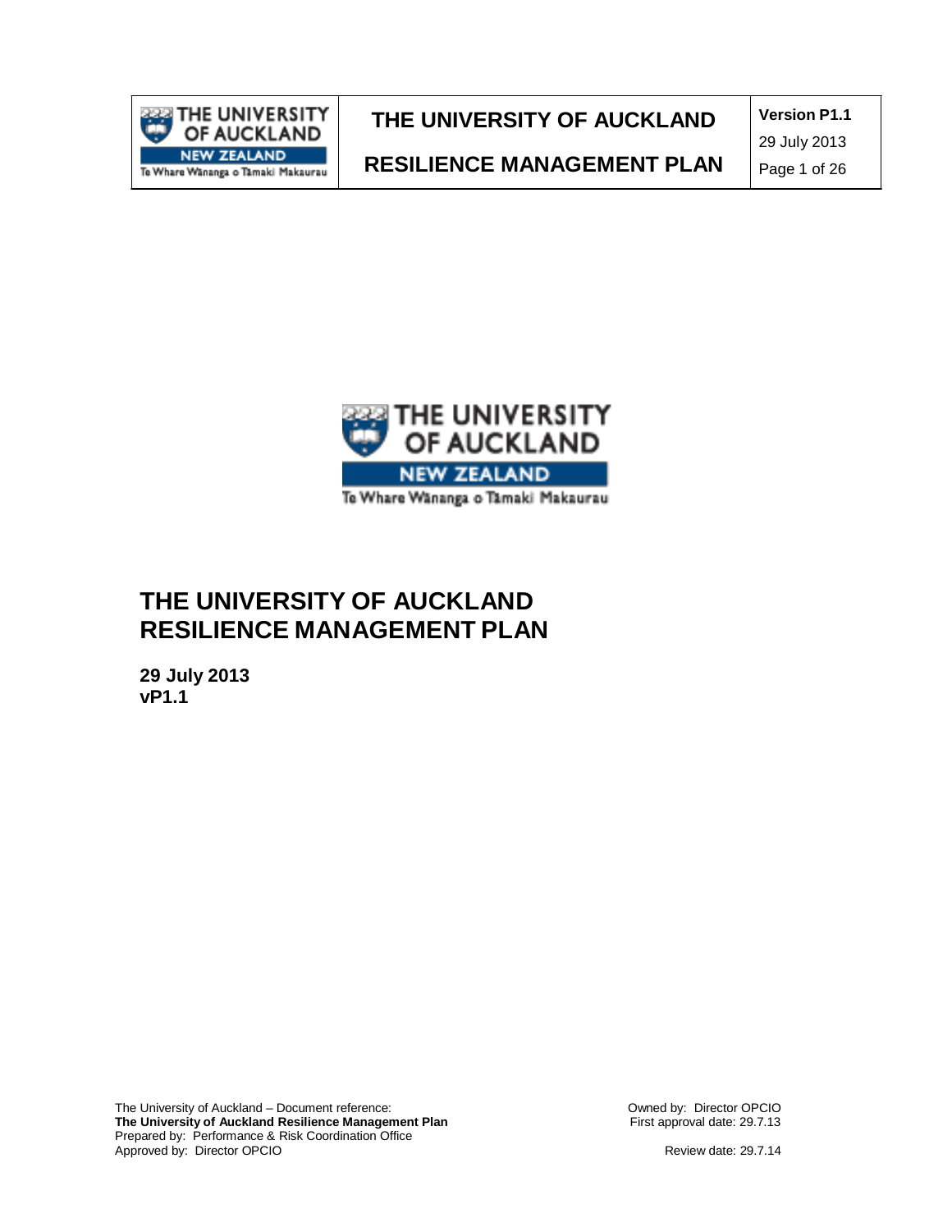# THE UNIVERSITY OF AUCKLAND RESILIENCE MANAGEMENT PLAN

**29 July 2013**
**vP1.1**

The University of Auckland – Document reference:
**The University of Auckland Resilience Management Plan**
Prepared by: Performance & Risk Coordination Office
Approved by: Director OPCIO

Owned by: Director OPCIO
First approval date: 29.7.13

Review date: 29.7.14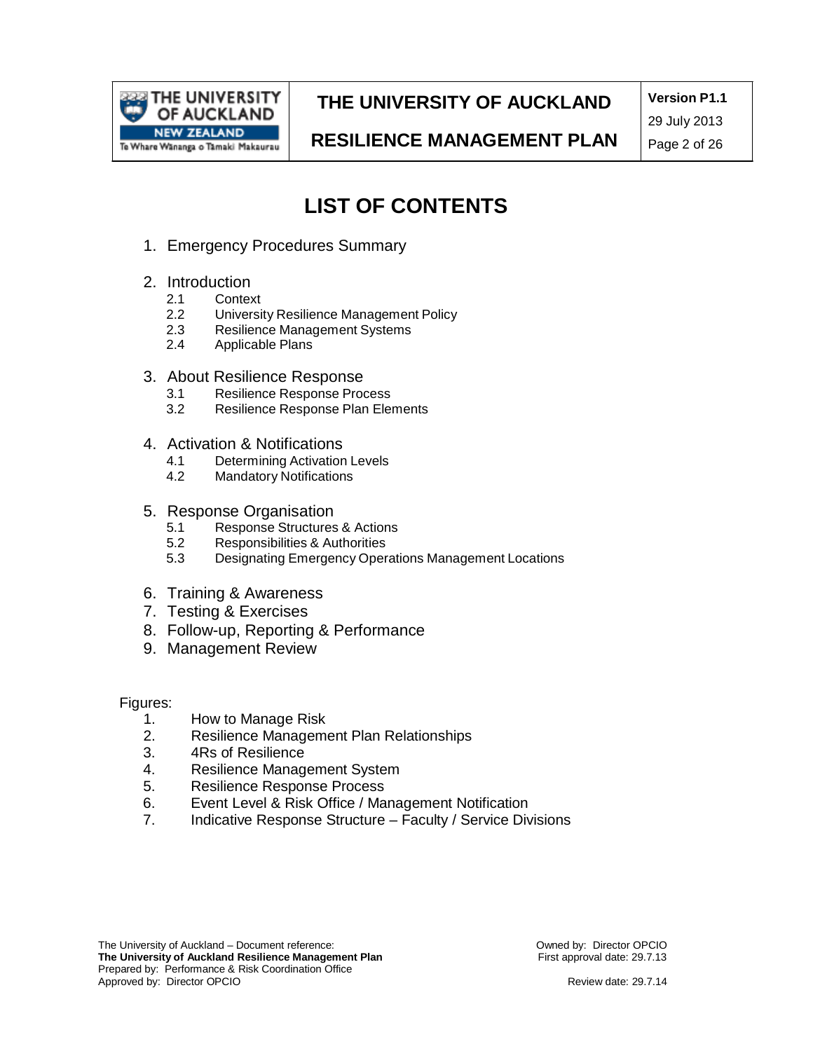# LIST OF CONTENTS

1. Emergency Procedures Summary

2. Introduction
   - 2.1 Context
   - 2.2 University Resilience Management Policy
   - 2.3 Resilience Management Systems
   - 2.4 Applicable Plans

3. About Resilience Response
   - 3.1 Resilience Response Process
   - 3.2 Resilience Response Plan Elements

4. Activation & Notifications
   - 4.1 Determining Activation Levels
   - 4.2 Mandatory Notifications

5. Response Organisation
   - 5.1 Response Structures & Actions
   - 5.2 Responsibilities & Authorities
   - 5.3 Designating Emergency Operations Management Locations

6. Training & Awareness
7. Testing & Exercises
8. Follow-up, Reporting & Performance
9. Management Review

Figures:

1. How to Manage Risk
2. Resilience Management Plan Relationships
3. 4Rs of Resilience
4. Resilience Management System
5. Resilience Response Process
6. Event Level & Risk Office / Management Notification
7. Indicative Response Structure – Faculty / Service Divisions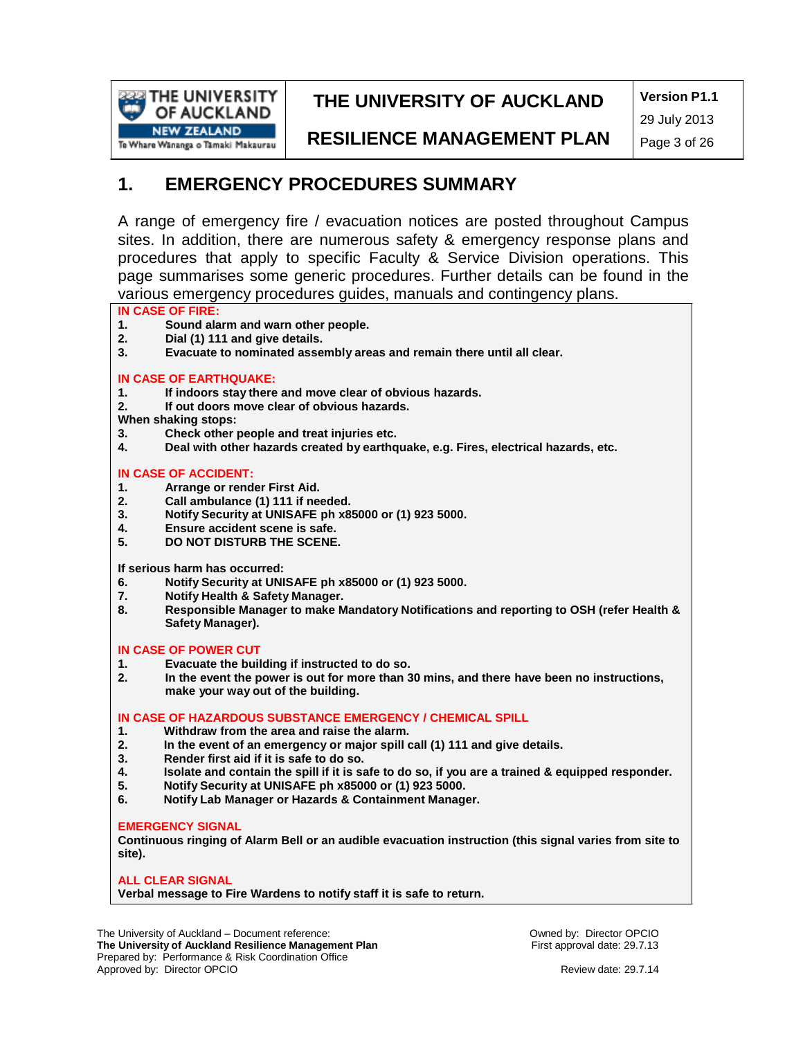# 1. EMERGENCY PROCEDURES SUMMARY

A range of emergency fire / evacuation notices are posted throughout Campus sites. In addition, there are numerous safety & emergency response plans and procedures that apply to specific Faculty & Service Division operations. This page summarises some generic procedures. Further details can be found in the various emergency procedures guides, manuals and contingency plans.

**IN CASE OF FIRE:**

1. **Sound alarm and warn other people.**
2. **Dial (1) 111 and give details.**
3. **Evacuate to nominated assembly areas and remain there until all clear.**

**IN CASE OF EARTHQUAKE:**

1. **If indoors stay there and move clear of obvious hazards.**
2. **If out doors move clear of obvious hazards.**

**When shaking stops:**

3. **Check other people and treat injuries etc.**
4. **Deal with other hazards created by earthquake, e.g. Fires, electrical hazards, etc.**

**IN CASE OF ACCIDENT:**

1. **Arrange or render First Aid.**
2. **Call ambulance (1) 111 if needed.**
3. **Notify Security at UNISAFE ph x85000 or (1) 923 5000.**
4. **Ensure accident scene is safe.**
5. **DO NOT DISTURB THE SCENE.**

**If serious harm has occurred:**

6. **Notify Security at UNISAFE ph x85000 or (1) 923 5000.**
7. **Notify Health & Safety Manager.**
8. **Responsible Manager to make Mandatory Notifications and reporting to OSH (refer Health & Safety Manager).**

**IN CASE OF POWER CUT**

1. **Evacuate the building if instructed to do so.**
2. **In the event the power is out for more than 30 mins, and there have been no instructions, make your way out of the building.**

**IN CASE OF HAZARDOUS SUBSTANCE EMERGENCY / CHEMICAL SPILL**

1. **Withdraw from the area and raise the alarm.**
2. **In the event of an emergency or major spill call (1) 111 and give details.**
3. **Render first aid if it is safe to do so.**
4. **Isolate and contain the spill if it is safe to do so, if you are a trained & equipped responder.**
5. **Notify Security at UNISAFE ph x85000 or (1) 923 5000.**
6. **Notify Lab Manager or Hazards & Containment Manager.**

**EMERGENCY SIGNAL**

**Continuous ringing of Alarm Bell or an audible evacuation instruction (this signal varies from site to site).**

**ALL CLEAR SIGNAL**

**Verbal message to Fire Wardens to notify staff it is safe to return.**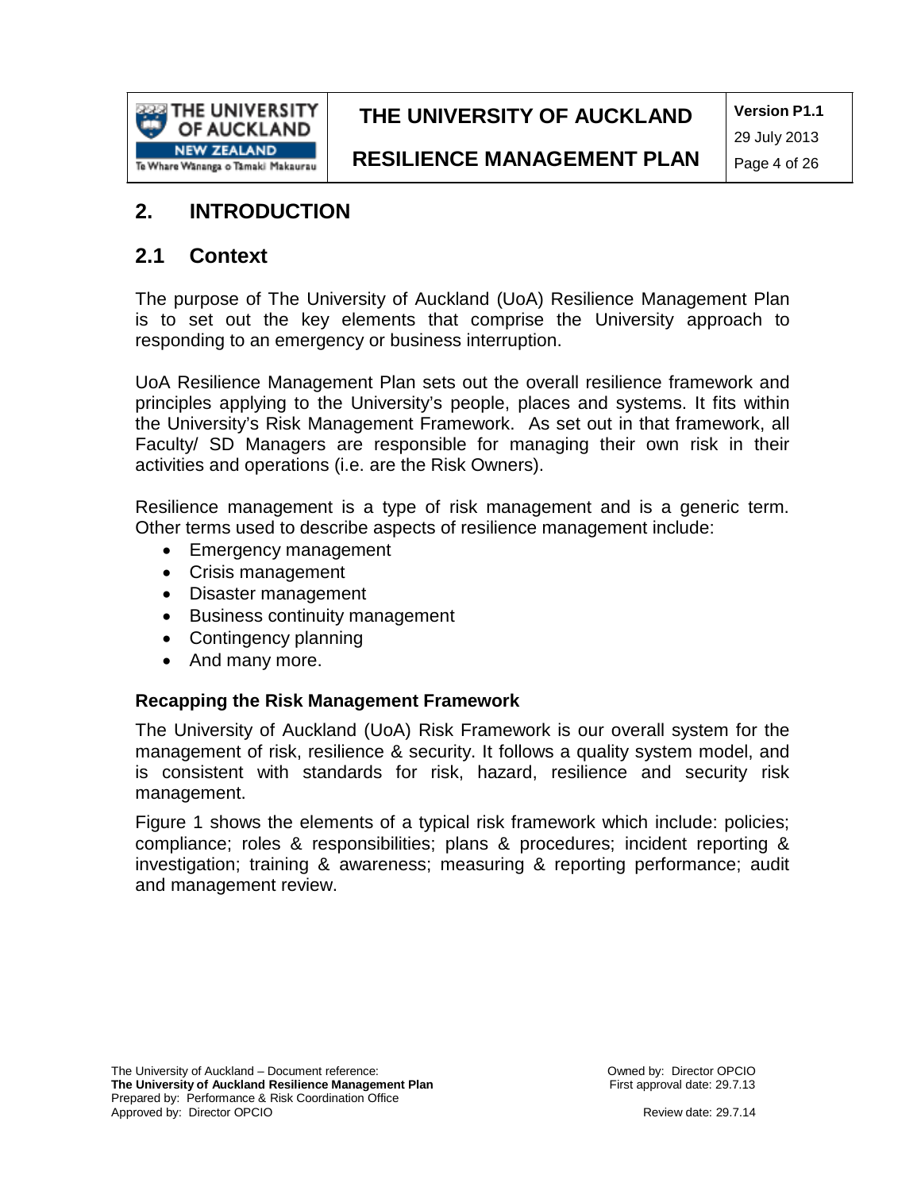# 2. INTRODUCTION

## 2.1 Context

The purpose of The University of Auckland (UoA) Resilience Management Plan is to set out the key elements that comprise the University approach to responding to an emergency or business interruption.

UoA Resilience Management Plan sets out the overall resilience framework and principles applying to the University's people, places and systems. It fits within the University's Risk Management Framework. As set out in that framework, all Faculty/ SD Managers are responsible for managing their own risk in their activities and operations (i.e. are the Risk Owners).

Resilience management is a type of risk management and is a generic term. Other terms used to describe aspects of resilience management include:

- Emergency management
- Crisis management
- Disaster management
- Business continuity management
- Contingency planning
- And many more.

### Recapping the Risk Management Framework

The University of Auckland (UoA) Risk Framework is our overall system for the management of risk, resilience & security. It follows a quality system model, and is consistent with standards for risk, hazard, resilience and security risk management.

Figure 1 shows the elements of a typical risk framework which include: policies; compliance; roles & responsibilities; plans & procedures; incident reporting & investigation; training & awareness; measuring & reporting performance; audit and management review.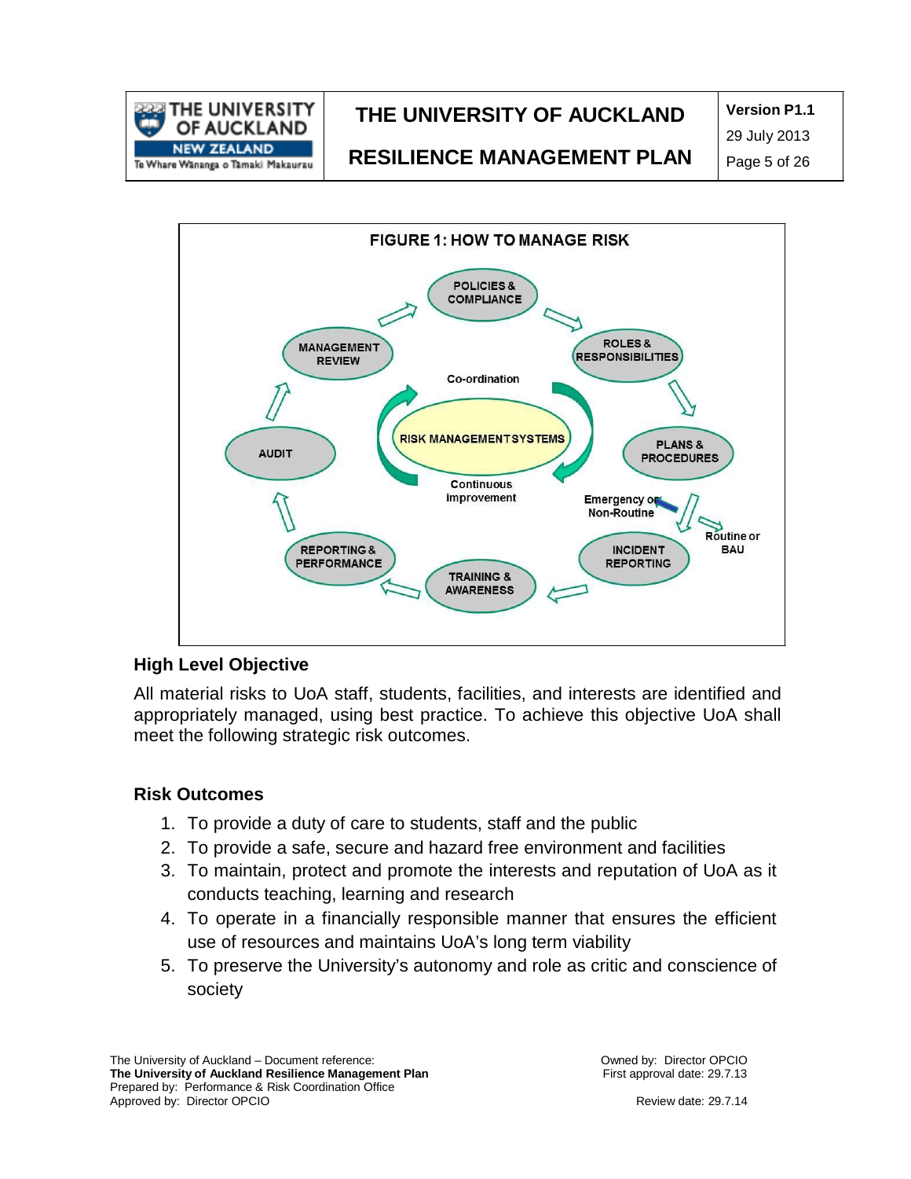**FIGURE 1: HOW TO MANAGE RISK**

POLICIES & COMPLIANCE → ROLES & RESPONSIBILITIES → PLANS & PROCEDURES → (Emergency or Non-Routine / Routine or BAU) → INCIDENT REPORTING → TRAINING & AWARENESS → REPORTING & PERFORMANCE → AUDIT → MANAGEMENT REVIEW → POLICIES & COMPLIANCE

Centre: RISK MANAGEMENT SYSTEMS (Co-ordination; Continuous improvement)

### High Level Objective

All material risks to UoA staff, students, facilities, and interests are identified and appropriately managed, using best practice. To achieve this objective UoA shall meet the following strategic risk outcomes.

### Risk Outcomes

1. To provide a duty of care to students, staff and the public
2. To provide a safe, secure and hazard free environment and facilities
3. To maintain, protect and promote the interests and reputation of UoA as it conducts teaching, learning and research
4. To operate in a financially responsible manner that ensures the efficient use of resources and maintains UoA's long term viability
5. To preserve the University's autonomy and role as critic and conscience of society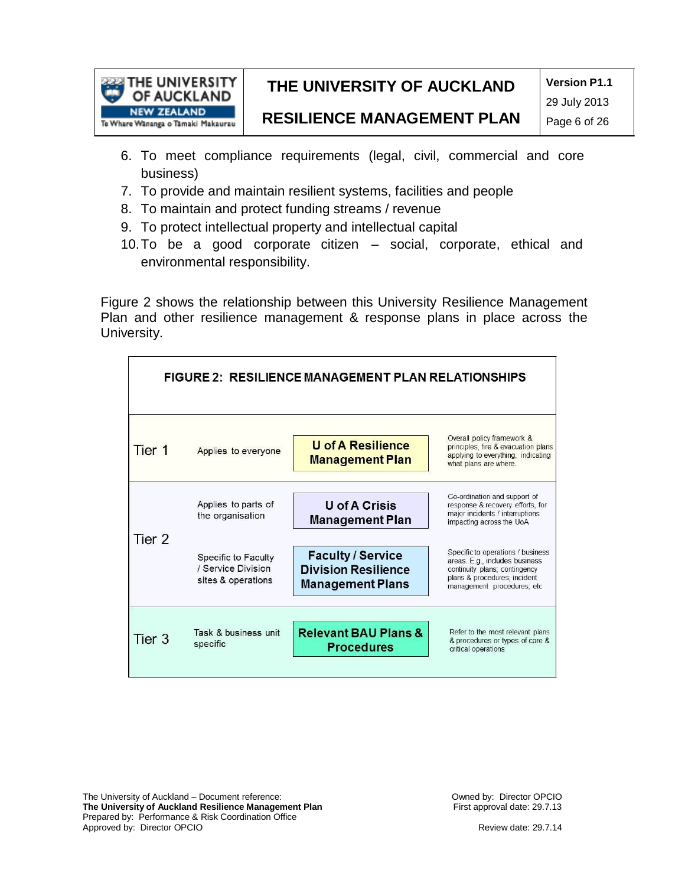6. To meet compliance requirements (legal, civil, commercial and core business)
7. To provide and maintain resilient systems, facilities and people
8. To maintain and protect funding streams / revenue
9. To protect intellectual property and intellectual capital
10. To be a good corporate citizen – social, corporate, ethical and environmental responsibility.

Figure 2 shows the relationship between this University Resilience Management Plan and other resilience management & response plans in place across the University.

**FIGURE 2: RESILIENCE MANAGEMENT PLAN RELATIONSHIPS**

| Tier | Scope | Plan | Description |
|---|---|---|---|
| Tier 1 | Applies to everyone | **U of A Resilience Management Plan** | Overall policy framework & principles, fire & evacuation plans applying to everything, indicating what plans are where. |
| Tier 2 | Applies to parts of the organisation | **U of A Crisis Management Plan** | Co-ordination and support of response & recovery efforts, for major incidents / interruptions impacting across the UoA |
| | Specific to Faculty / Service Division sites & operations | **Faculty / Service Division Resilience Management Plans** | Specific to operations / business areas. E.g., includes business continuity plans; contingency plans & procedures; incident management procedures; etc |
| Tier 3 | Task & business unit specific | **Relevant BAU Plans & Procedures** | Refer to the most relevant plans & procedures or types of core & critical operations |

The University of Auckland – Document reference:
**The University of Auckland Resilience Management Plan**
Prepared by: Performance & Risk Coordination Office
Approved by: Director OPCIO

Owned by: Director OPCIO
First approval date: 29.7.13
Review date: 29.7.14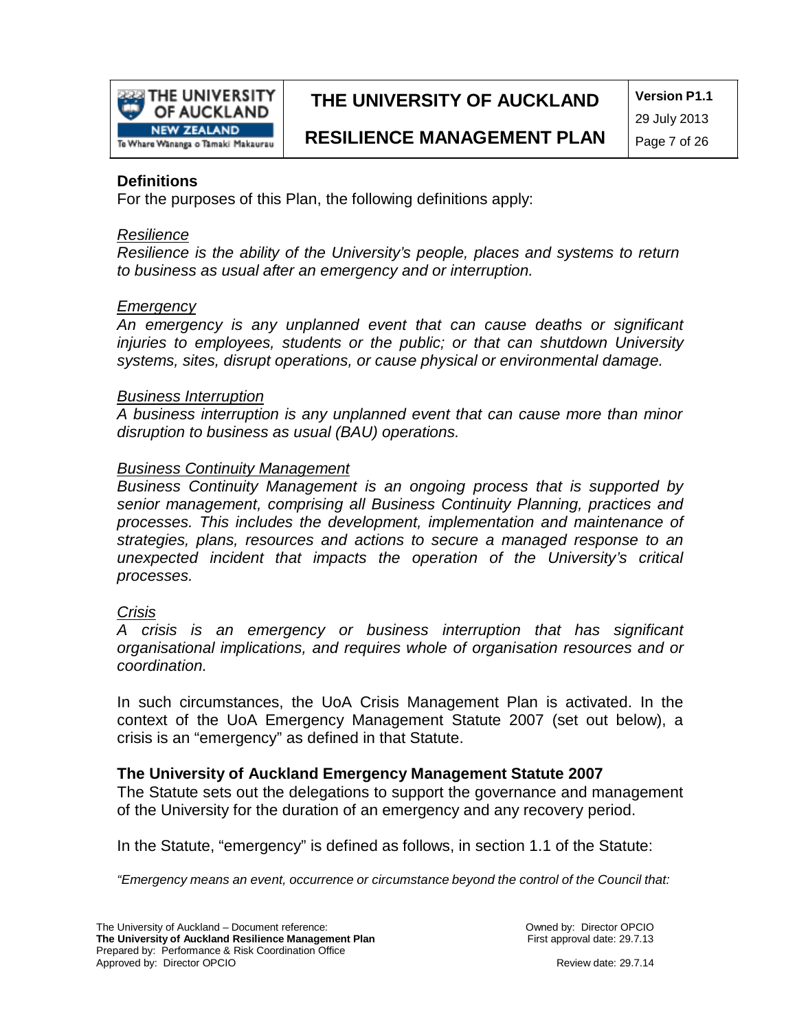## Definitions

For the purposes of this Plan, the following definitions apply:

### Resilience

*Resilience is the ability of the University's people, places and systems to return to business as usual after an emergency and or interruption.*

### Emergency

*An emergency is any unplanned event that can cause deaths or significant injuries to employees, students or the public; or that can shutdown University systems, sites, disrupt operations, or cause physical or environmental damage.*

### Business Interruption

*A business interruption is any unplanned event that can cause more than minor disruption to business as usual (BAU) operations.*

### Business Continuity Management

*Business Continuity Management is an ongoing process that is supported by senior management, comprising all Business Continuity Planning, practices and processes. This includes the development, implementation and maintenance of strategies, plans, resources and actions to secure a managed response to an unexpected incident that impacts the operation of the University's critical processes.*

### Crisis

*A crisis is an emergency or business interruption that has significant organisational implications, and requires whole of organisation resources and or coordination.*

In such circumstances, the UoA Crisis Management Plan is activated. In the context of the UoA Emergency Management Statute 2007 (set out below), a crisis is an "emergency" as defined in that Statute.

## The University of Auckland Emergency Management Statute 2007

The Statute sets out the delegations to support the governance and management of the University for the duration of an emergency and any recovery period.

In the Statute, "emergency" is defined as follows, in section 1.1 of the Statute:

*"Emergency means an event, occurrence or circumstance beyond the control of the Council that:*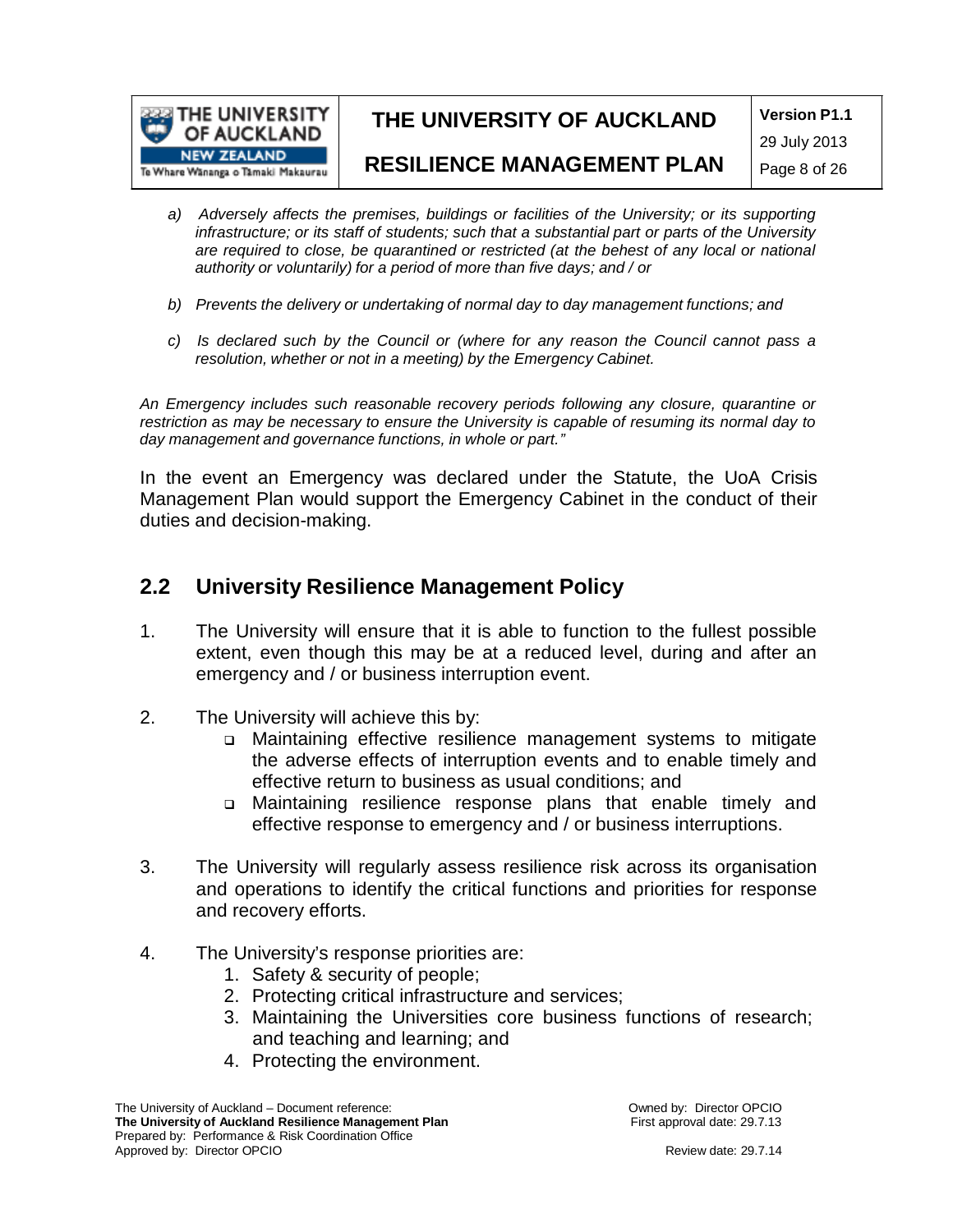*a) Adversely affects the premises, buildings or facilities of the University; or its supporting infrastructure; or its staff of students; such that a substantial part or parts of the University are required to close, be quarantined or restricted (at the behest of any local or national authority or voluntarily) for a period of more than five days; and / or*

*b) Prevents the delivery or undertaking of normal day to day management functions; and*

*c) Is declared such by the Council or (where for any reason the Council cannot pass a resolution, whether or not in a meeting) by the Emergency Cabinet.*

*An Emergency includes such reasonable recovery periods following any closure, quarantine or restriction as may be necessary to ensure the University is capable of resuming its normal day to day management and governance functions, in whole or part."*

In the event an Emergency was declared under the Statute, the UoA Crisis Management Plan would support the Emergency Cabinet in the conduct of their duties and decision-making.

## 2.2 University Resilience Management Policy

1. The University will ensure that it is able to function to the fullest possible extent, even though this may be at a reduced level, during and after an emergency and / or business interruption event.

2. The University will achieve this by:
   - Maintaining effective resilience management systems to mitigate the adverse effects of interruption events and to enable timely and effective return to business as usual conditions; and
   - Maintaining resilience response plans that enable timely and effective response to emergency and / or business interruptions.

3. The University will regularly assess resilience risk across its organisation and operations to identify the critical functions and priorities for response and recovery efforts.

4. The University's response priorities are:
   1. Safety & security of people;
   2. Protecting critical infrastructure and services;
   3. Maintaining the Universities core business functions of research; and teaching and learning; and
   4. Protecting the environment.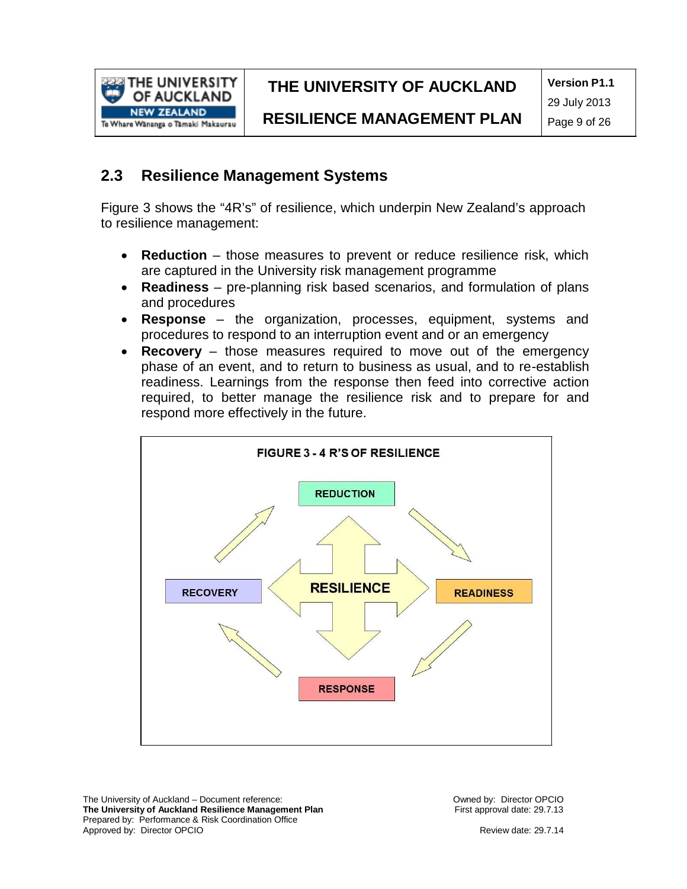## 2.3 Resilience Management Systems

Figure 3 shows the "4R's" of resilience, which underpin New Zealand's approach to resilience management:

- **Reduction** – those measures to prevent or reduce resilience risk, which are captured in the University risk management programme
- **Readiness** – pre-planning risk based scenarios, and formulation of plans and procedures
- **Response** – the organization, processes, equipment, systems and procedures to respond to an interruption event and or an emergency
- **Recovery** – those measures required to move out of the emergency phase of an event, and to return to business as usual, and to re-establish readiness. Learnings from the response then feed into corrective action required, to better manage the resilience risk and to prepare for and respond more effectively in the future.

**FIGURE 3 - 4 R'S OF RESILIENCE**

REDUCTION

READINESS

RESPONSE

RECOVERY

RESILIENCE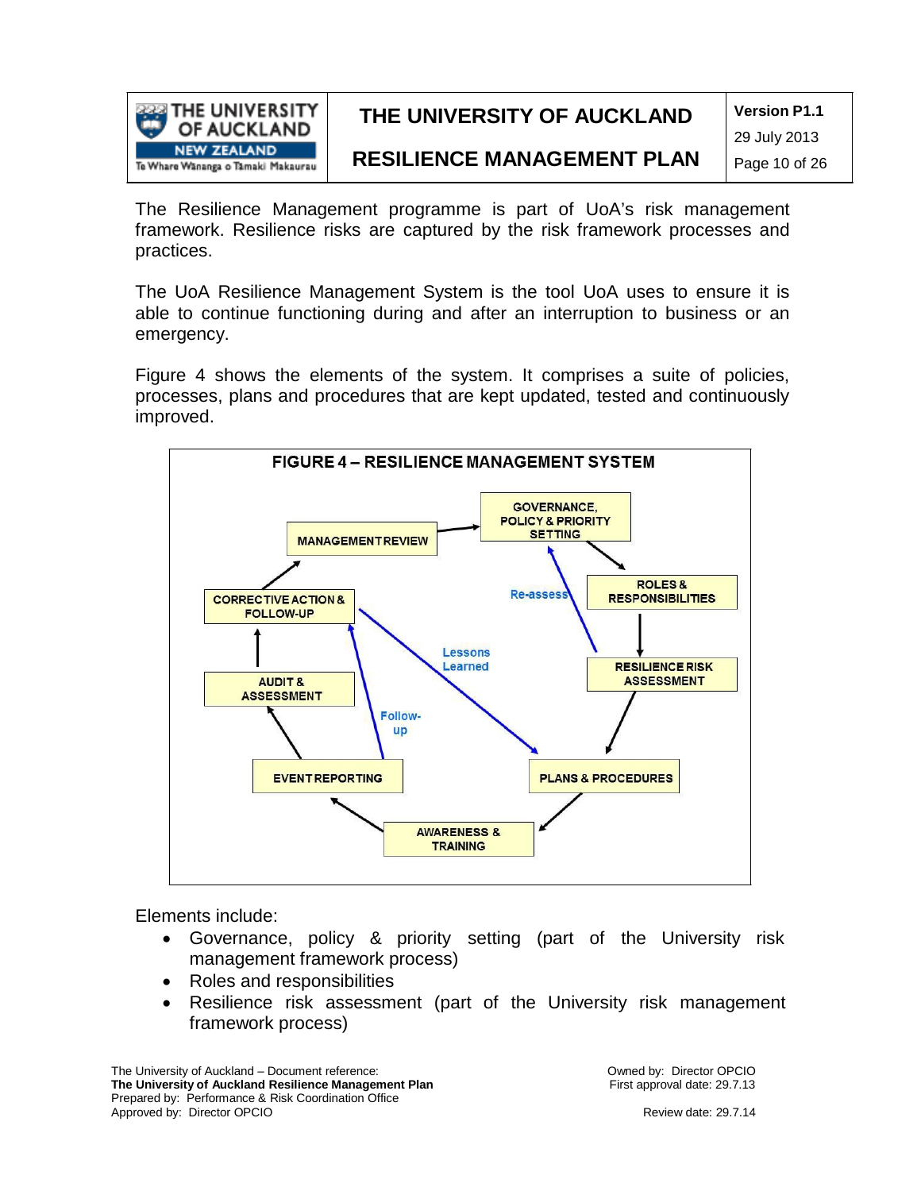The Resilience Management programme is part of UoA's risk management framework. Resilience risks are captured by the risk framework processes and practices.

The UoA Resilience Management System is the tool UoA uses to ensure it is able to continue functioning during and after an interruption to business or an emergency.

Figure 4 shows the elements of the system. It comprises a suite of policies, processes, plans and procedures that are kept updated, tested and continuously improved.

**FIGURE 4 – RESILIENCE MANAGEMENT SYSTEM**

MANAGEMENT REVIEW → GOVERNANCE, POLICY & PRIORITY SETTING → ROLES & RESPONSIBILITIES → RESILIENCE RISK ASSESSMENT → PLANS & PROCEDURES → AWARENESS & TRAINING → EVENT REPORTING → AUDIT & ASSESSMENT → CORRECTIVE ACTION & FOLLOW-UP → MANAGEMENT REVIEW

Re-assess: RESILIENCE RISK ASSESSMENT → GOVERNANCE, POLICY & PRIORITY SETTING

Lessons Learned: CORRECTIVE ACTION & FOLLOW-UP → PLANS & PROCEDURES

Follow-up: EVENT REPORTING → CORRECTIVE ACTION & FOLLOW-UP

Elements include:

- Governance, policy & priority setting (part of the University risk management framework process)
- Roles and responsibilities
- Resilience risk assessment (part of the University risk management framework process)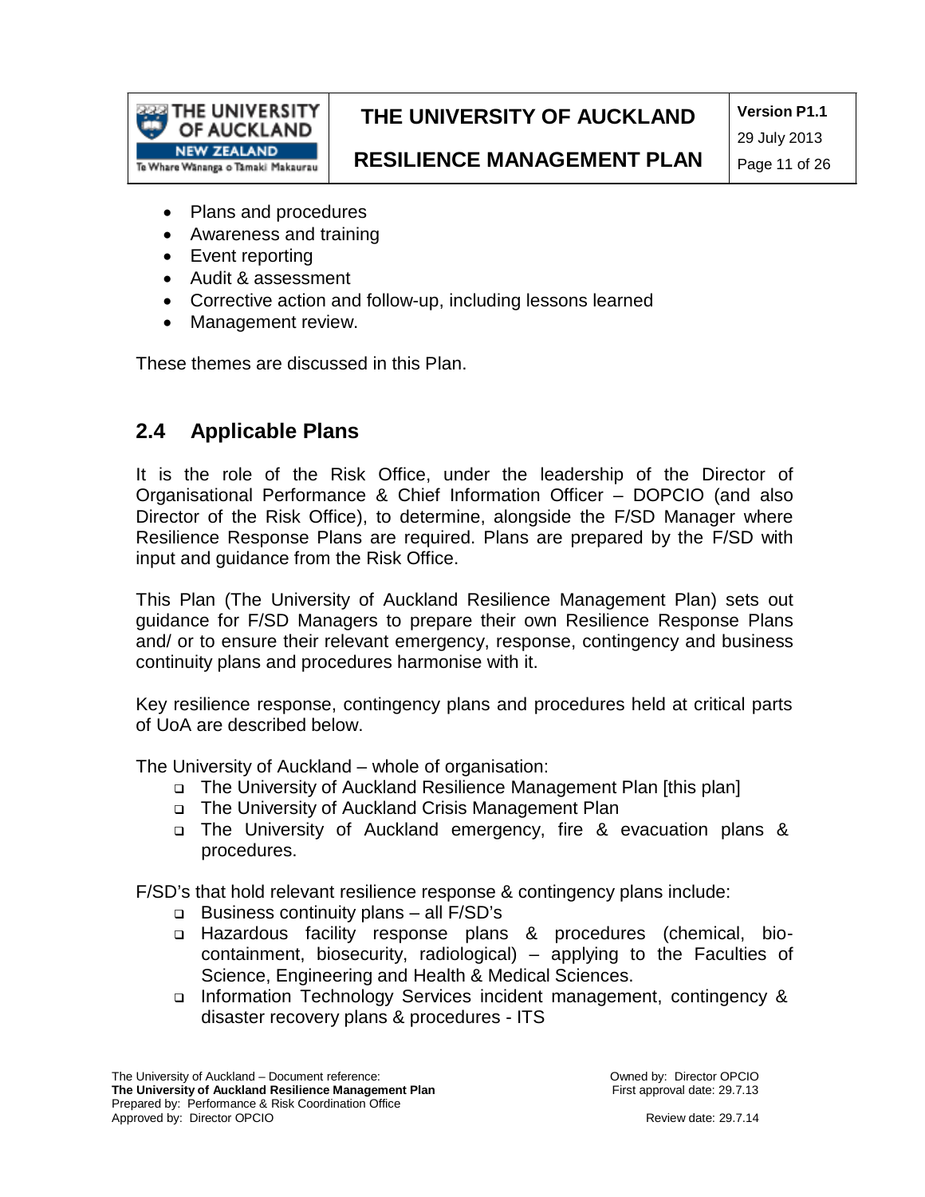- Plans and procedures
- Awareness and training
- Event reporting
- Audit & assessment
- Corrective action and follow-up, including lessons learned
- Management review.

These themes are discussed in this Plan.

## 2.4 Applicable Plans

It is the role of the Risk Office, under the leadership of the Director of Organisational Performance & Chief Information Officer – DOPCIO (and also Director of the Risk Office), to determine, alongside the F/SD Manager where Resilience Response Plans are required. Plans are prepared by the F/SD with input and guidance from the Risk Office.

This Plan (The University of Auckland Resilience Management Plan) sets out guidance for F/SD Managers to prepare their own Resilience Response Plans and/ or to ensure their relevant emergency, response, contingency and business continuity plans and procedures harmonise with it.

Key resilience response, contingency plans and procedures held at critical parts of UoA are described below.

The University of Auckland – whole of organisation:

- The University of Auckland Resilience Management Plan [this plan]
- The University of Auckland Crisis Management Plan
- The University of Auckland emergency, fire & evacuation plans & procedures.

F/SD's that hold relevant resilience response & contingency plans include:

- Business continuity plans – all F/SD's
- Hazardous facility response plans & procedures (chemical, bio-containment, biosecurity, radiological) – applying to the Faculties of Science, Engineering and Health & Medical Sciences.
- Information Technology Services incident management, contingency & disaster recovery plans & procedures - ITS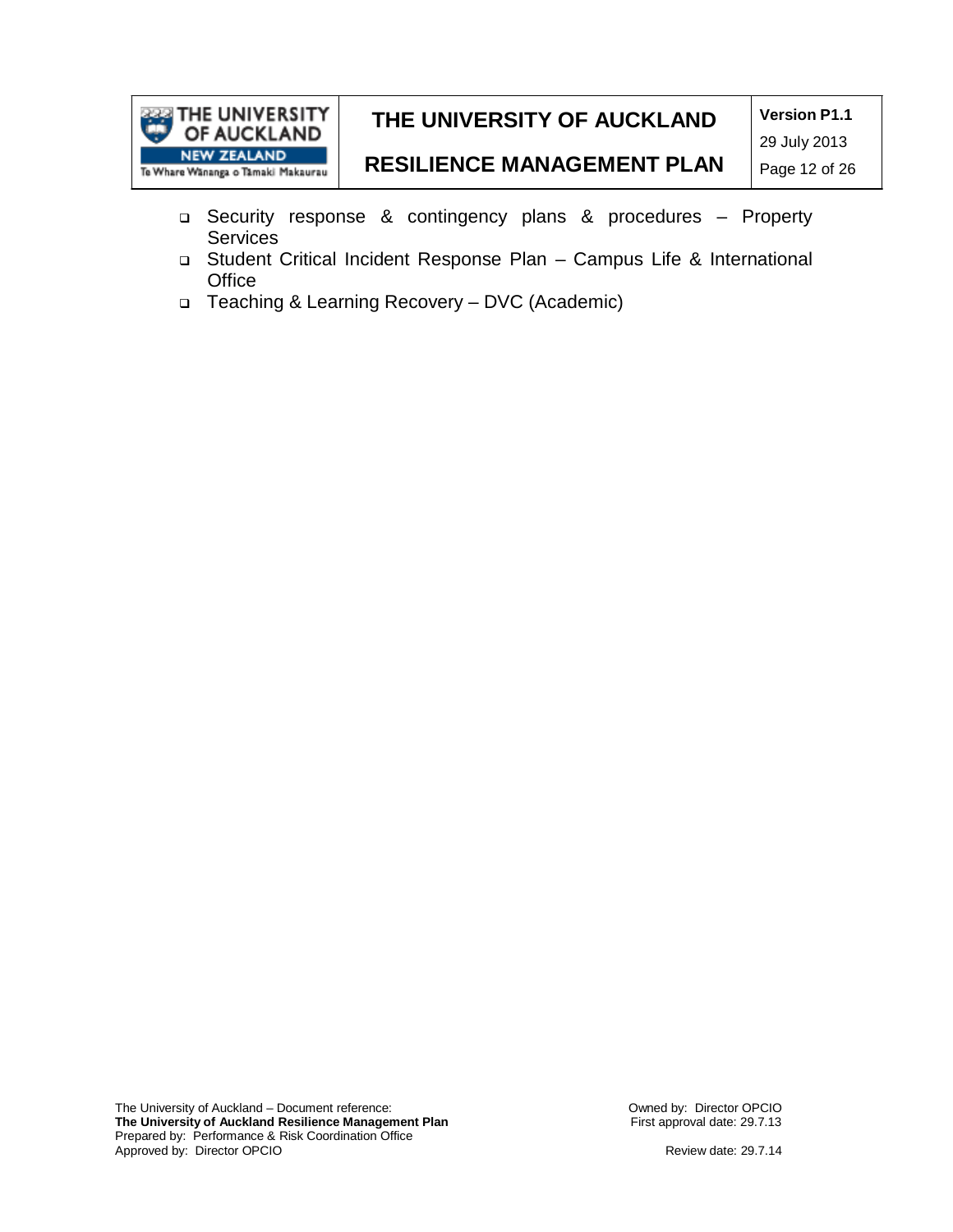- Security response & contingency plans & procedures – Property Services
- Student Critical Incident Response Plan – Campus Life & International Office
- Teaching & Learning Recovery – DVC (Academic)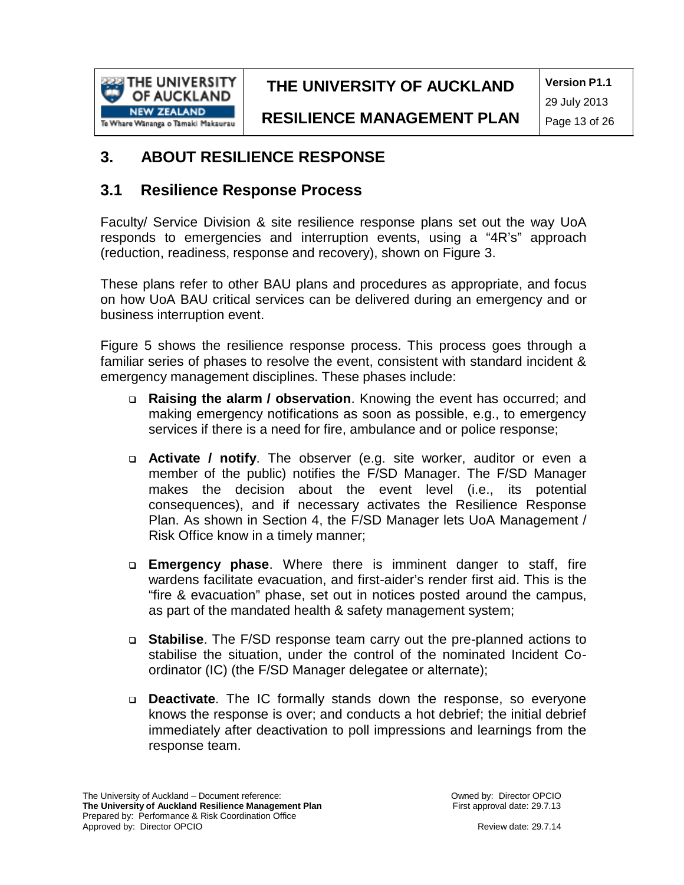# 3. ABOUT RESILIENCE RESPONSE

## 3.1 Resilience Response Process

Faculty/ Service Division & site resilience response plans set out the way UoA responds to emergencies and interruption events, using a "4R's" approach (reduction, readiness, response and recovery), shown on Figure 3.

These plans refer to other BAU plans and procedures as appropriate, and focus on how UoA BAU critical services can be delivered during an emergency and or business interruption event.

Figure 5 shows the resilience response process. This process goes through a familiar series of phases to resolve the event, consistent with standard incident & emergency management disciplines. These phases include:

- **Raising the alarm / observation**. Knowing the event has occurred; and making emergency notifications as soon as possible, e.g., to emergency services if there is a need for fire, ambulance and or police response;
- **Activate / notify**. The observer (e.g. site worker, auditor or even a member of the public) notifies the F/SD Manager. The F/SD Manager makes the decision about the event level (i.e., its potential consequences), and if necessary activates the Resilience Response Plan. As shown in Section 4, the F/SD Manager lets UoA Management / Risk Office know in a timely manner;
- **Emergency phase**. Where there is imminent danger to staff, fire wardens facilitate evacuation, and first-aider's render first aid. This is the "fire & evacuation" phase, set out in notices posted around the campus, as part of the mandated health & safety management system;
- **Stabilise**. The F/SD response team carry out the pre-planned actions to stabilise the situation, under the control of the nominated Incident Co-ordinator (IC) (the F/SD Manager delegatee or alternate);
- **Deactivate**. The IC formally stands down the response, so everyone knows the response is over; and conducts a hot debrief; the initial debrief immediately after deactivation to poll impressions and learnings from the response team.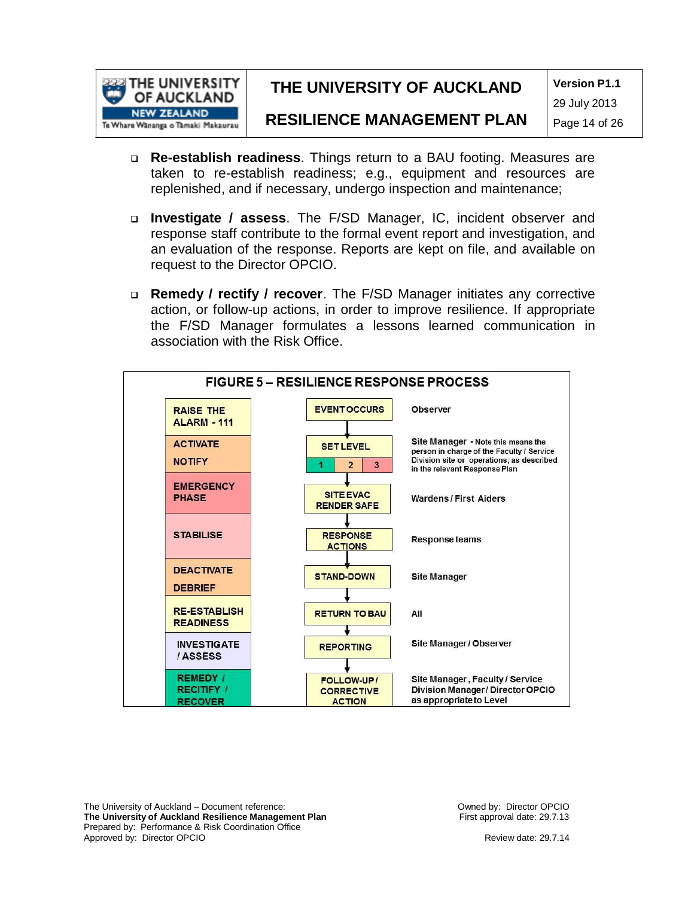- **Re-establish readiness**. Things return to a BAU footing. Measures are taken to re-establish readiness; e.g., equipment and resources are replenished, and if necessary, undergo inspection and maintenance;

- **Investigate / assess**. The F/SD Manager, IC, incident observer and response staff contribute to the formal event report and investigation, and an evaluation of the response. Reports are kept on file, and available on request to the Director OPCIO.

- **Remedy / rectify / recover**. The F/SD Manager initiates any corrective action, or follow-up actions, in order to improve resilience. If appropriate the F/SD Manager formulates a lessons learned communication in association with the Risk Office.

**FIGURE 5 – RESILIENCE RESPONSE PROCESS**

| Phase | Process | Responsibility |
|---|---|---|
| RAISE THE ALARM - 111 | EVENT OCCURS | Observer |
| ACTIVATE<br>NOTIFY | SET LEVEL (1, 2, 3) | Site Manager - Note this means the person in charge of the Faculty / Service Division site or operations; as described in the relevant Response Plan |
| EMERGENCY PHASE | SITE EVAC<br>RENDER SAFE | Wardens / First Aiders |
| STABILISE | RESPONSE ACTIONS | Response teams |
| DEACTIVATE<br>DEBRIEF | STAND-DOWN | Site Manager |
| RE-ESTABLISH READINESS | RETURN TO BAU | All |
| INVESTIGATE / ASSESS | REPORTING | Site Manager / Observer |
| REMEDY / RECITIFY / RECOVER | FOLLOW-UP / CORRECTIVE ACTION | Site Manager, Faculty / Service Division Manager / Director OPCIO as appropriate to Level |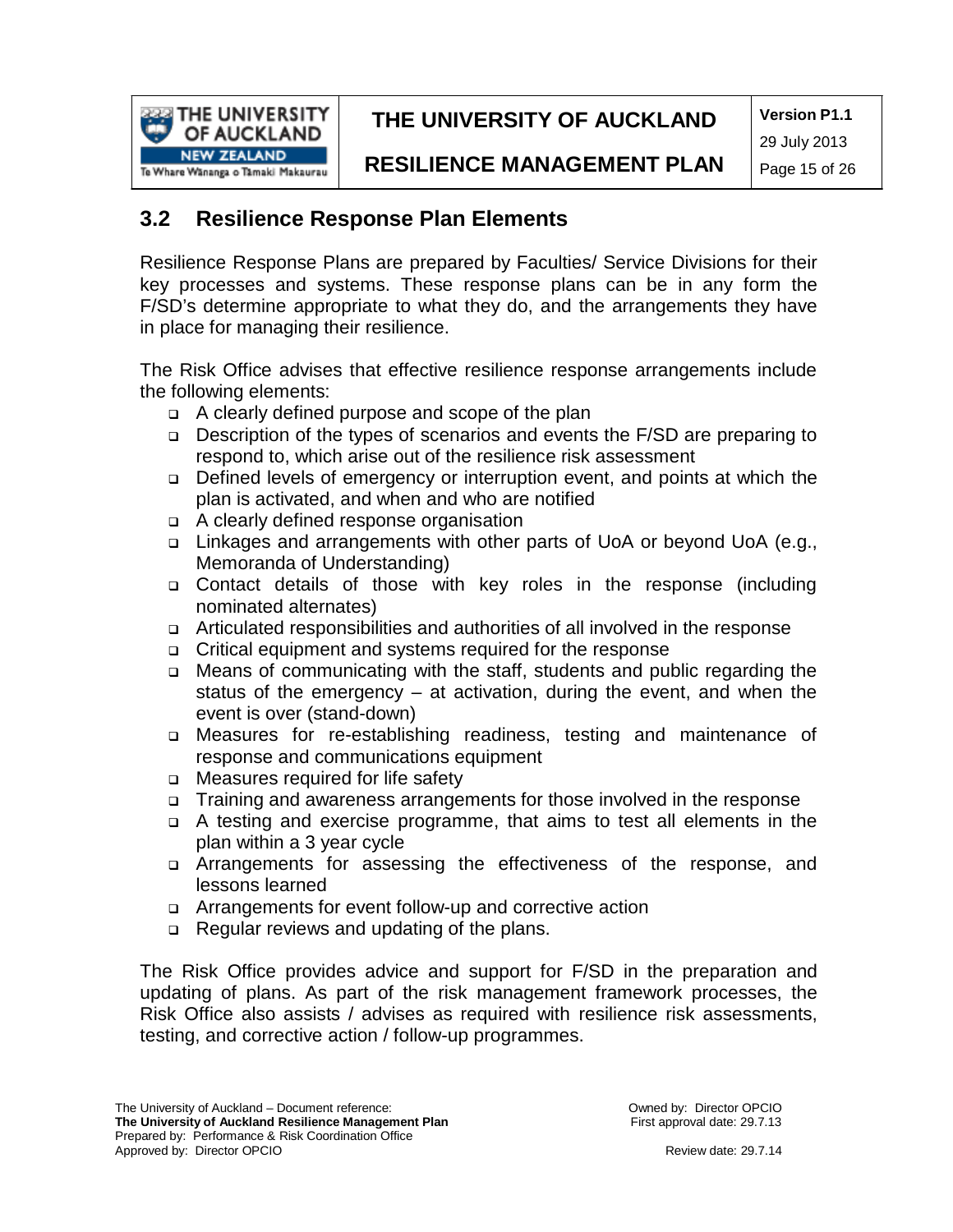## 3.2 Resilience Response Plan Elements

Resilience Response Plans are prepared by Faculties/ Service Divisions for their key processes and systems. These response plans can be in any form the F/SD's determine appropriate to what they do, and the arrangements they have in place for managing their resilience.

The Risk Office advises that effective resilience response arrangements include the following elements:

- A clearly defined purpose and scope of the plan
- Description of the types of scenarios and events the F/SD are preparing to respond to, which arise out of the resilience risk assessment
- Defined levels of emergency or interruption event, and points at which the plan is activated, and when and who are notified
- A clearly defined response organisation
- Linkages and arrangements with other parts of UoA or beyond UoA (e.g., Memoranda of Understanding)
- Contact details of those with key roles in the response (including nominated alternates)
- Articulated responsibilities and authorities of all involved in the response
- Critical equipment and systems required for the response
- Means of communicating with the staff, students and public regarding the status of the emergency – at activation, during the event, and when the event is over (stand-down)
- Measures for re-establishing readiness, testing and maintenance of response and communications equipment
- Measures required for life safety
- Training and awareness arrangements for those involved in the response
- A testing and exercise programme, that aims to test all elements in the plan within a 3 year cycle
- Arrangements for assessing the effectiveness of the response, and lessons learned
- Arrangements for event follow-up and corrective action
- Regular reviews and updating of the plans.

The Risk Office provides advice and support for F/SD in the preparation and updating of plans. As part of the risk management framework processes, the Risk Office also assists / advises as required with resilience risk assessments, testing, and corrective action / follow-up programmes.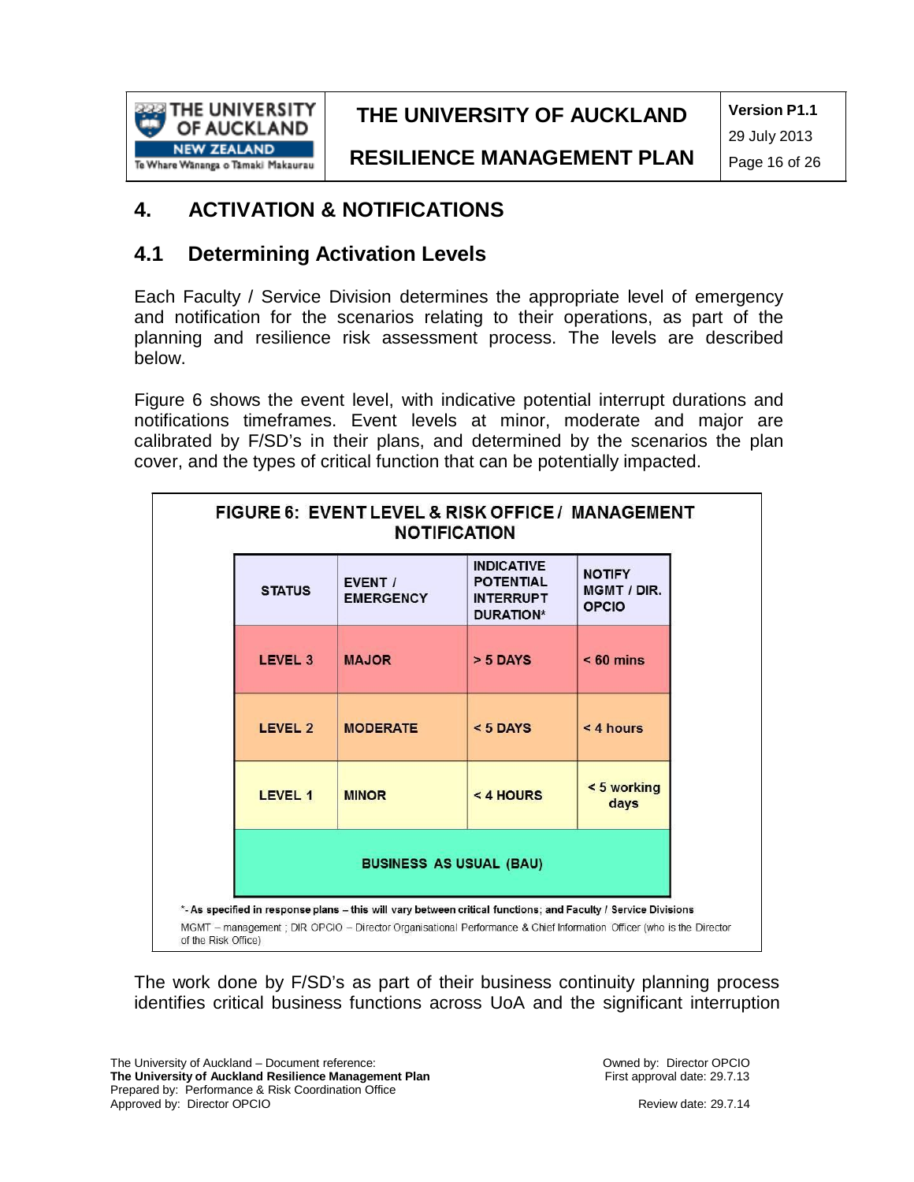# 4. ACTIVATION & NOTIFICATIONS

## 4.1 Determining Activation Levels

Each Faculty / Service Division determines the appropriate level of emergency and notification for the scenarios relating to their operations, as part of the planning and resilience risk assessment process. The levels are described below.

Figure 6 shows the event level, with indicative potential interrupt durations and notifications timeframes. Event levels at minor, moderate and major are calibrated by F/SD's in their plans, and determined by the scenarios the plan cover, and the types of critical function that can be potentially impacted.

**FIGURE 6: EVENT LEVEL & RISK OFFICE / MANAGEMENT NOTIFICATION**

| STATUS | EVENT / EMERGENCY | INDICATIVE POTENTIAL INTERRUPT DURATION* | NOTIFY MGMT / DIR. OPCIO |
|---|---|---|---|
| LEVEL 3 | MAJOR | > 5 DAYS | < 60 mins |
| LEVEL 2 | MODERATE | < 5 DAYS | < 4 hours |
| LEVEL 1 | MINOR | < 4 HOURS | < 5 working days |
| BUSINESS AS USUAL (BAU) | | | |

*- As specified in response plans – this will vary between critical functions; and Faculty / Service Divisions

MGMT – management ; DIR OPCIO – Director Organisational Performance & Chief Information Officer (who is the Director of the Risk Office)

The work done by F/SD's as part of their business continuity planning process identifies critical business functions across UoA and the significant interruption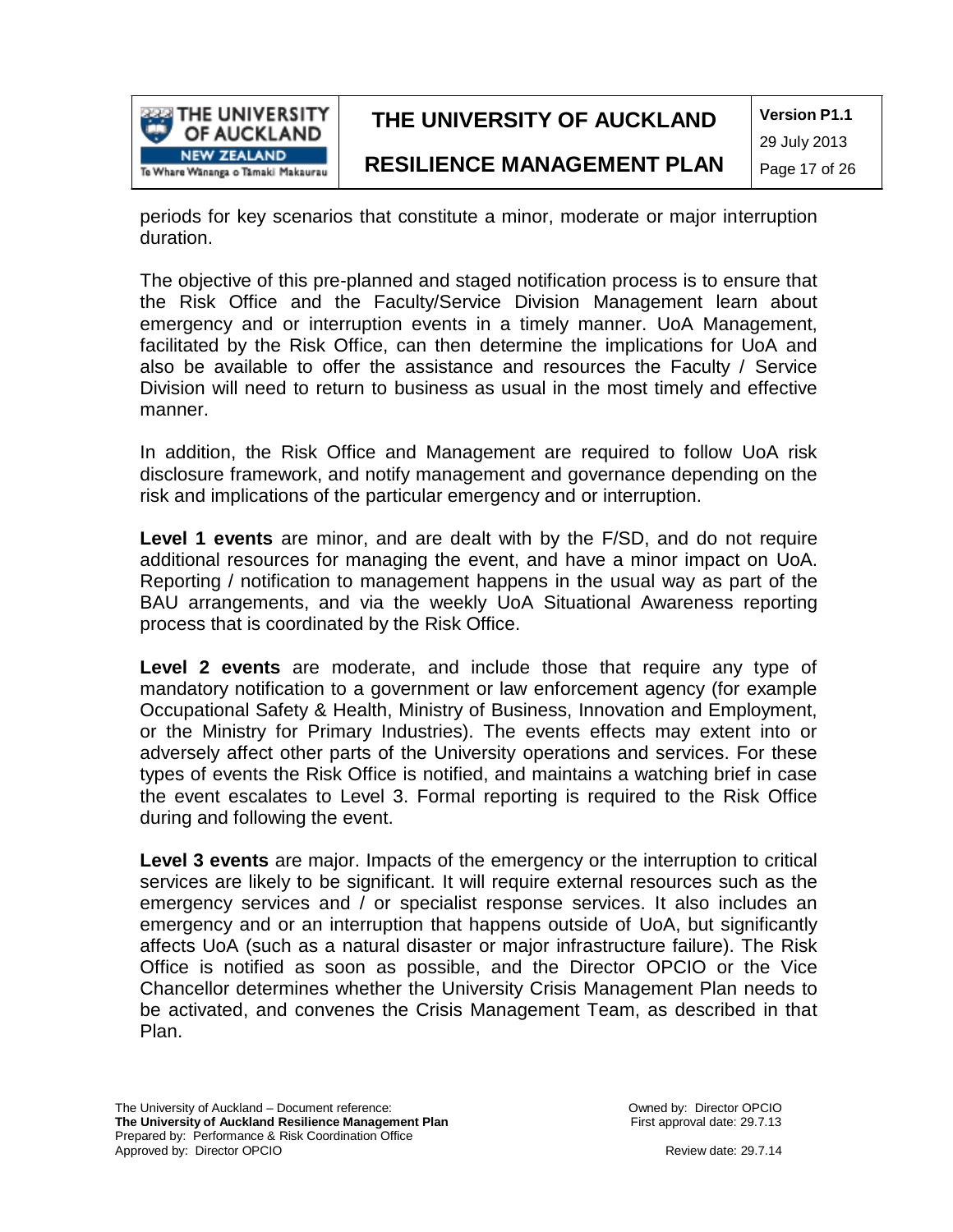periods for key scenarios that constitute a minor, moderate or major interruption duration.

The objective of this pre-planned and staged notification process is to ensure that the Risk Office and the Faculty/Service Division Management learn about emergency and or interruption events in a timely manner. UoA Management, facilitated by the Risk Office, can then determine the implications for UoA and also be available to offer the assistance and resources the Faculty / Service Division will need to return to business as usual in the most timely and effective manner.

In addition, the Risk Office and Management are required to follow UoA risk disclosure framework, and notify management and governance depending on the risk and implications of the particular emergency and or interruption.

**Level 1 events** are minor, and are dealt with by the F/SD, and do not require additional resources for managing the event, and have a minor impact on UoA. Reporting / notification to management happens in the usual way as part of the BAU arrangements, and via the weekly UoA Situational Awareness reporting process that is coordinated by the Risk Office.

**Level 2 events** are moderate, and include those that require any type of mandatory notification to a government or law enforcement agency (for example Occupational Safety & Health, Ministry of Business, Innovation and Employment, or the Ministry for Primary Industries). The events effects may extent into or adversely affect other parts of the University operations and services. For these types of events the Risk Office is notified, and maintains a watching brief in case the event escalates to Level 3. Formal reporting is required to the Risk Office during and following the event.

**Level 3 events** are major. Impacts of the emergency or the interruption to critical services are likely to be significant. It will require external resources such as the emergency services and / or specialist response services. It also includes an emergency and or an interruption that happens outside of UoA, but significantly affects UoA (such as a natural disaster or major infrastructure failure). The Risk Office is notified as soon as possible, and the Director OPCIO or the Vice Chancellor determines whether the University Crisis Management Plan needs to be activated, and convenes the Crisis Management Team, as described in that Plan.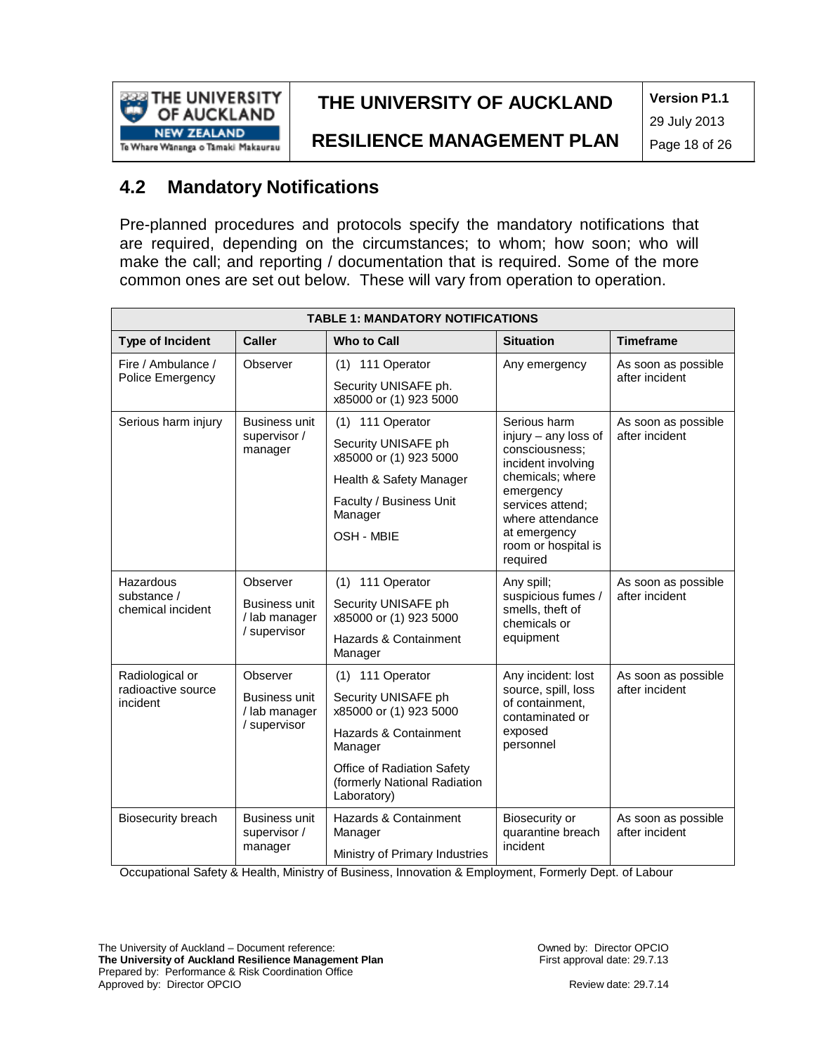## 4.2 Mandatory Notifications

Pre-planned procedures and protocols specify the mandatory notifications that are required, depending on the circumstances; to whom; how soon; who will make the call; and reporting / documentation that is required. Some of the more common ones are set out below. These will vary from operation to operation.

| TABLE 1: MANDATORY NOTIFICATIONS | | | | |
|---|---|---|---|---|
| **Type of Incident** | **Caller** | **Who to Call** | **Situation** | **Timeframe** |
| Fire / Ambulance / Police Emergency | Observer | (1) 111 Operator<br>Security UNISAFE ph. x85000 or (1) 923 5000 | Any emergency | As soon as possible after incident |
| Serious harm injury | Business unit supervisor / manager | (1) 111 Operator<br>Security UNISAFE ph x85000 or (1) 923 5000<br>Health & Safety Manager<br>Faculty / Business Unit Manager<br>OSH - MBIE | Serious harm injury – any loss of consciousness; incident involving chemicals; where emergency services attend; where attendance at emergency room or hospital is required | As soon as possible after incident |
| Hazardous substance / chemical incident | Observer<br>Business unit / lab manager / supervisor | (1) 111 Operator<br>Security UNISAFE ph x85000 or (1) 923 5000<br>Hazards & Containment Manager | Any spill; suspicious fumes / smells, theft of chemicals or equipment | As soon as possible after incident |
| Radiological or radioactive source incident | Observer<br>Business unit / lab manager / supervisor | (1) 111 Operator<br>Security UNISAFE ph x85000 or (1) 923 5000<br>Hazards & Containment Manager<br>Office of Radiation Safety (formerly National Radiation Laboratory) | Any incident: lost source, spill, loss of containment, contaminated or exposed personnel | As soon as possible after incident |
| Biosecurity breach | Business unit supervisor / manager | Hazards & Containment Manager<br>Ministry of Primary Industries | Biosecurity or quarantine breach incident | As soon as possible after incident |

Occupational Safety & Health, Ministry of Business, Innovation & Employment, Formerly Dept. of Labour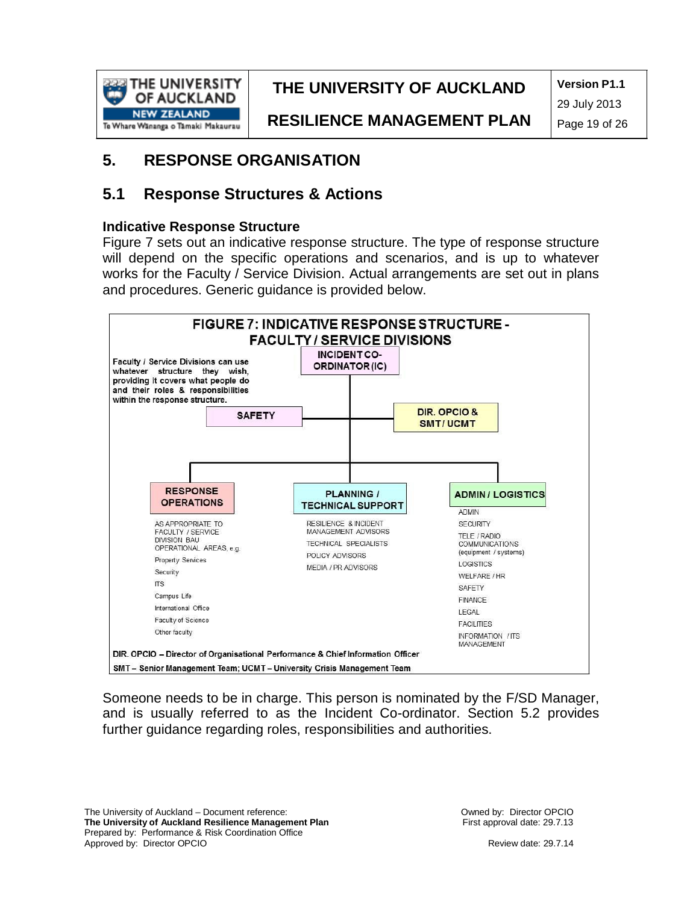# 5. RESPONSE ORGANISATION

## 5.1 Response Structures & Actions

### Indicative Response Structure

Figure 7 sets out an indicative response structure. The type of response structure will depend on the specific operations and scenarios, and is up to whatever works for the Faculty / Service Division. Actual arrangements are set out in plans and procedures. Generic guidance is provided below.

**FIGURE 7: INDICATIVE RESPONSE STRUCTURE - FACULTY / SERVICE DIVISIONS**

**Faculty / Service Divisions can use whatever structure they wish, providing it covers what people do and their roles & responsibilities within the response structure.**

**INCIDENT CO-ORDINATOR (IC)**

**SAFETY**

**DIR. OPCIO & SMT / UCMT**

**RESPONSE OPERATIONS**

AS APPROPRIATE TO FACULTY / SERVICE DIVISION BAU OPERATIONAL AREAS, e.g.

- Property Services
- Security
- ITS
- Campus Life
- International Office
- Faculty of Science
- Other faculty

**PLANNING / TECHNICAL SUPPORT**

- RESILIENCE & INCIDENT MANAGEMENT ADVISORS
- TECHNICAL SPECIALISTS
- POLICY ADVISORS
- MEDIA / PR ADVISORS

**ADMIN / LOGISTICS**

- ADMIN
- SECURITY
- TELE / RADIO COMMUNICATIONS (equipment / systems)
- LOGISTICS
- WELFARE / HR
- SAFETY
- FINANCE
- LEGAL
- FACILITIES
- INFORMATION / ITS MANAGEMENT

**DIR. OPCIO – Director of Organisational Performance & Chief Information Officer**

**SMT – Senior Management Team; UCMT – University Crisis Management Team**

Someone needs to be in charge. This person is nominated by the F/SD Manager, and is usually referred to as the Incident Co-ordinator. Section 5.2 provides further guidance regarding roles, responsibilities and authorities.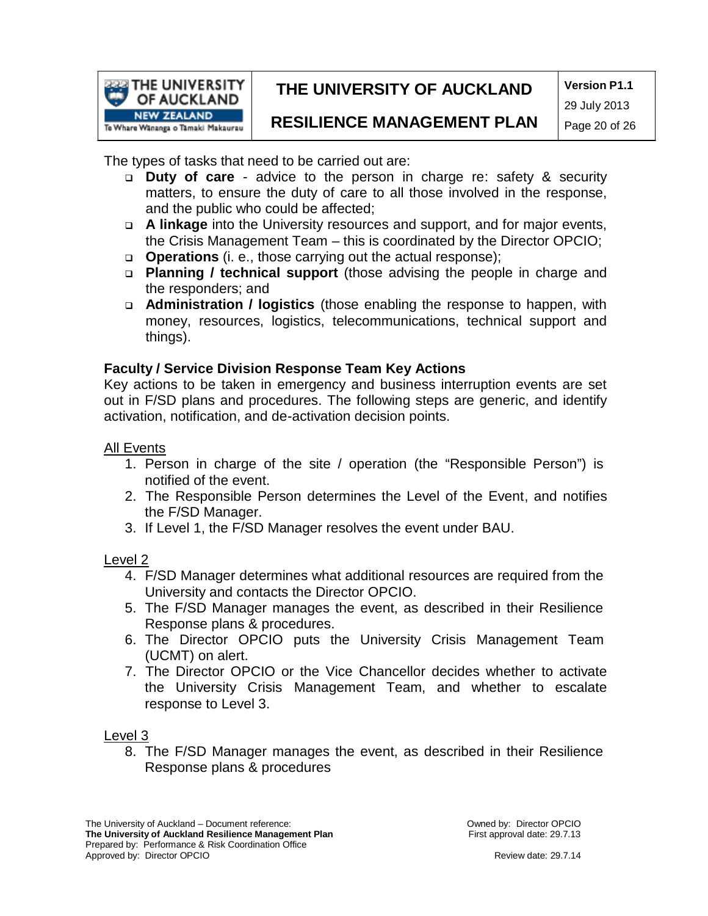The types of tasks that need to be carried out are:

- **Duty of care** - advice to the person in charge re: safety & security matters, to ensure the duty of care to all those involved in the response, and the public who could be affected;
- **A linkage** into the University resources and support, and for major events, the Crisis Management Team – this is coordinated by the Director OPCIO;
- **Operations** (i. e., those carrying out the actual response);
- **Planning / technical support** (those advising the people in charge and the responders; and
- **Administration / logistics** (those enabling the response to happen, with money, resources, logistics, telecommunications, technical support and things).

**Faculty / Service Division Response Team Key Actions**

Key actions to be taken in emergency and business interruption events are set out in F/SD plans and procedures. The following steps are generic, and identify activation, notification, and de-activation decision points.

<u>All Events</u>

1. Person in charge of the site / operation (the "Responsible Person") is notified of the event.
2. The Responsible Person determines the Level of the Event, and notifies the F/SD Manager.
3. If Level 1, the F/SD Manager resolves the event under BAU.

<u>Level 2</u>

4. F/SD Manager determines what additional resources are required from the University and contacts the Director OPCIO.
5. The F/SD Manager manages the event, as described in their Resilience Response plans & procedures.
6. The Director OPCIO puts the University Crisis Management Team (UCMT) on alert.
7. The Director OPCIO or the Vice Chancellor decides whether to activate the University Crisis Management Team, and whether to escalate response to Level 3.

<u>Level 3</u>

8. The F/SD Manager manages the event, as described in their Resilience Response plans & procedures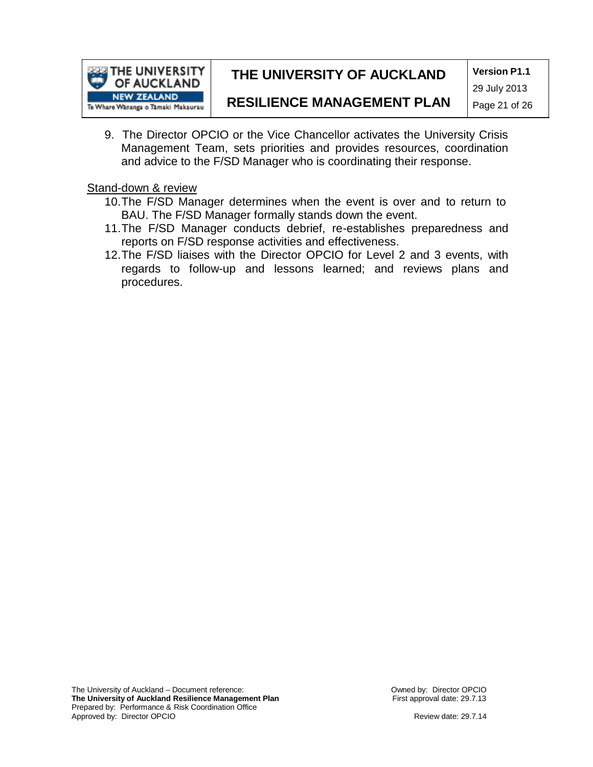9. The Director OPCIO or the Vice Chancellor activates the University Crisis Management Team, sets priorities and provides resources, coordination and advice to the F/SD Manager who is coordinating their response.

<u>Stand-down & review</u>

10. The F/SD Manager determines when the event is over and to return to BAU. The F/SD Manager formally stands down the event.
11. The F/SD Manager conducts debrief, re-establishes preparedness and reports on F/SD response activities and effectiveness.
12. The F/SD liaises with the Director OPCIO for Level 2 and 3 events, with regards to follow-up and lessons learned; and reviews plans and procedures.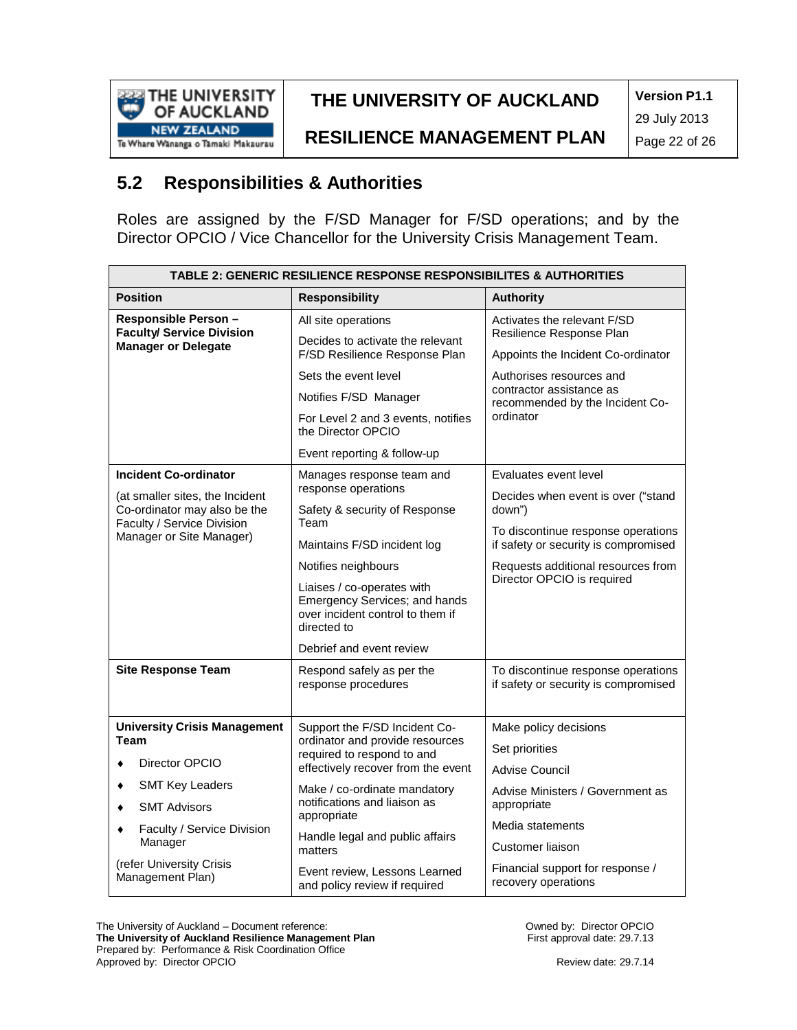## 5.2 Responsibilities & Authorities

Roles are assigned by the F/SD Manager for F/SD operations; and by the Director OPCIO / Vice Chancellor for the University Crisis Management Team.

| **TABLE 2: GENERIC RESILIENCE RESPONSE RESPONSIBILITES & AUTHORITIES** | | |
|---|---|---|
| **Position** | **Responsibility** | **Authority** |
| **Responsible Person – Faculty/ Service Division Manager or Delegate** | All site operations<br>Decides to activate the relevant F/SD Resilience Response Plan<br>Sets the event level<br>Notifies F/SD Manager<br>For Level 2 and 3 events, notifies the Director OPCIO<br>Event reporting & follow-up | Activates the relevant F/SD Resilience Response Plan<br>Appoints the Incident Co-ordinator<br>Authorises resources and contractor assistance as recommended by the Incident Co-ordinator |
| **Incident Co-ordinator**<br>(at smaller sites, the Incident Co-ordinator may also be the Faculty / Service Division Manager or Site Manager) | Manages response team and response operations<br>Safety & security of Response Team<br>Maintains F/SD incident log<br>Notifies neighbours<br>Liaises / co-operates with Emergency Services; and hands over incident control to them if directed to<br>Debrief and event review | Evaluates event level<br>Decides when event is over ("stand down")<br>To discontinue response operations if safety or security is compromised<br>Requests additional resources from Director OPCIO is required |
| **Site Response Team** | Respond safely as per the response procedures | To discontinue response operations if safety or security is compromised |
| **University Crisis Management Team**<br>♦ Director OPCIO<br>♦ SMT Key Leaders<br>♦ SMT Advisors<br>♦ Faculty / Service Division Manager<br>(refer University Crisis Management Plan) | Support the F/SD Incident Co-ordinator and provide resources required to respond to and effectively recover from the event<br>Make / co-ordinate mandatory notifications and liaison as appropriate<br>Handle legal and public affairs matters<br>Event review, Lessons Learned and policy review if required | Make policy decisions<br>Set priorities<br>Advise Council<br>Advise Ministers / Government as appropriate<br>Media statements<br>Customer liaison<br>Financial support for response / recovery operations |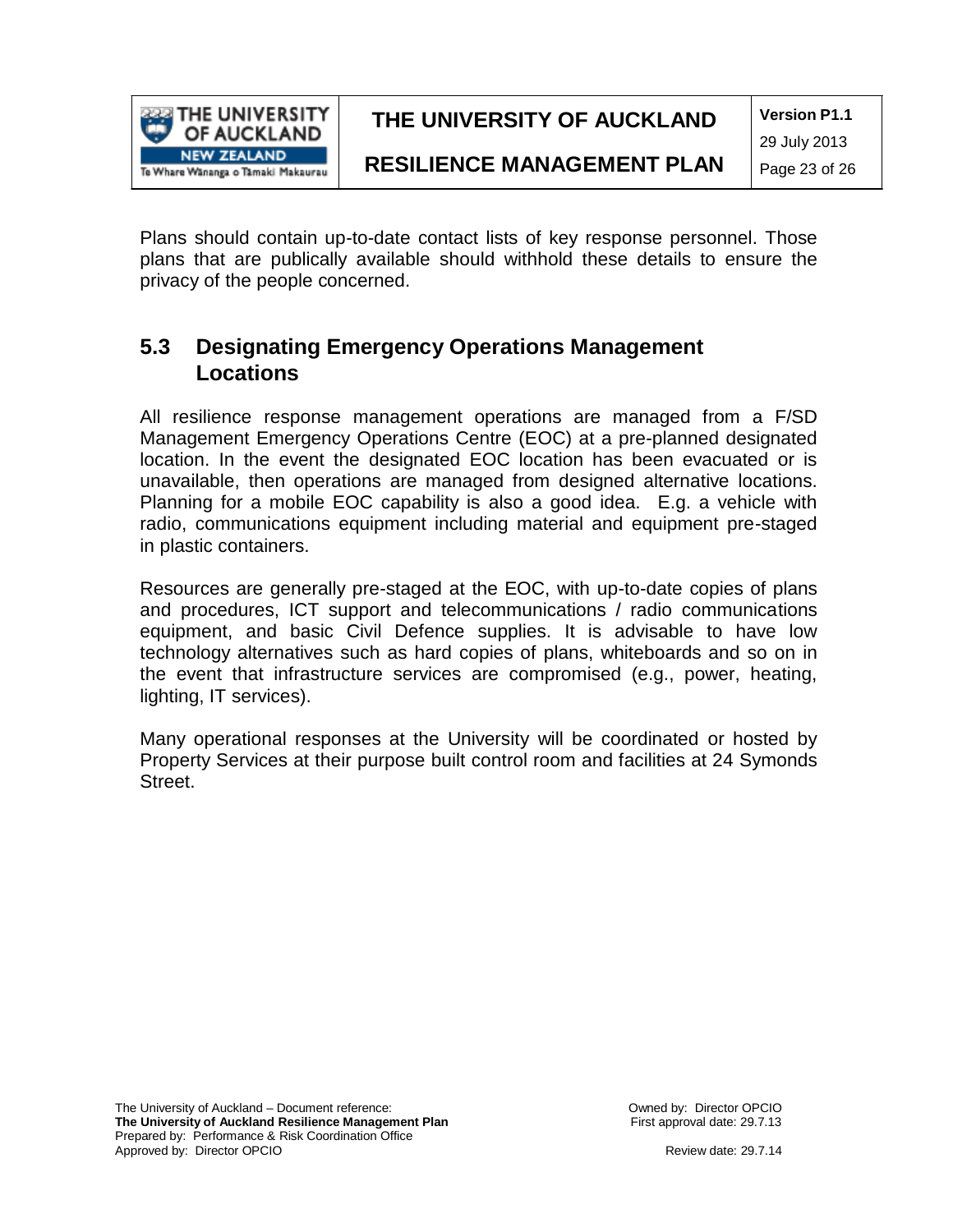Plans should contain up-to-date contact lists of key response personnel. Those plans that are publically available should withhold these details to ensure the privacy of the people concerned.

## 5.3 Designating Emergency Operations Management Locations

All resilience response management operations are managed from a F/SD Management Emergency Operations Centre (EOC) at a pre-planned designated location. In the event the designated EOC location has been evacuated or is unavailable, then operations are managed from designed alternative locations. Planning for a mobile EOC capability is also a good idea. E.g. a vehicle with radio, communications equipment including material and equipment pre-staged in plastic containers.

Resources are generally pre-staged at the EOC, with up-to-date copies of plans and procedures, ICT support and telecommunications / radio communications equipment, and basic Civil Defence supplies. It is advisable to have low technology alternatives such as hard copies of plans, whiteboards and so on in the event that infrastructure services are compromised (e.g., power, heating, lighting, IT services).

Many operational responses at the University will be coordinated or hosted by Property Services at their purpose built control room and facilities at 24 Symonds Street.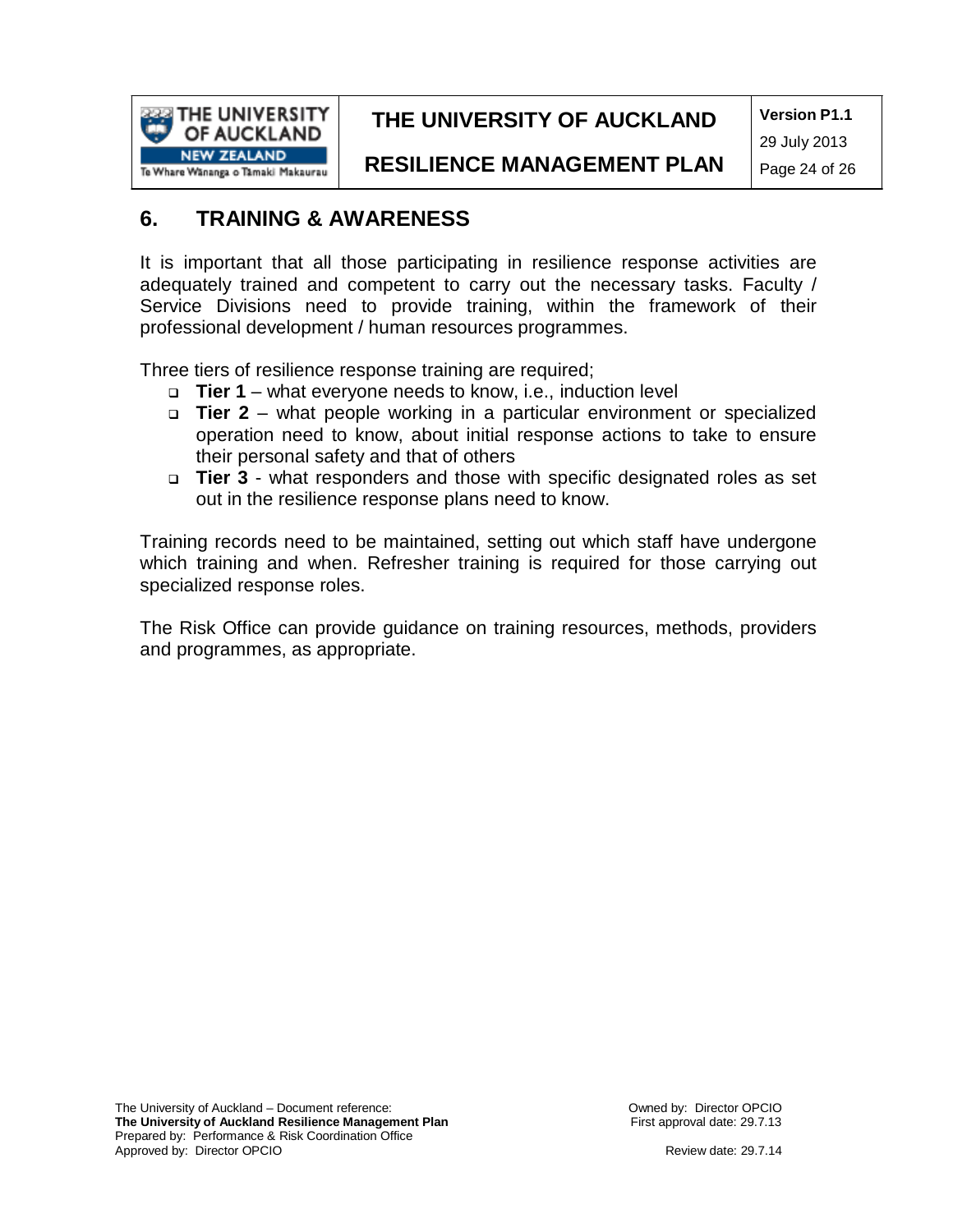## 6. TRAINING & AWARENESS

It is important that all those participating in resilience response activities are adequately trained and competent to carry out the necessary tasks. Faculty / Service Divisions need to provide training, within the framework of their professional development / human resources programmes.

Three tiers of resilience response training are required;

- **Tier 1** – what everyone needs to know, i.e., induction level
- **Tier 2** – what people working in a particular environment or specialized operation need to know, about initial response actions to take to ensure their personal safety and that of others
- **Tier 3** - what responders and those with specific designated roles as set out in the resilience response plans need to know.

Training records need to be maintained, setting out which staff have undergone which training and when. Refresher training is required for those carrying out specialized response roles.

The Risk Office can provide guidance on training resources, methods, providers and programmes, as appropriate.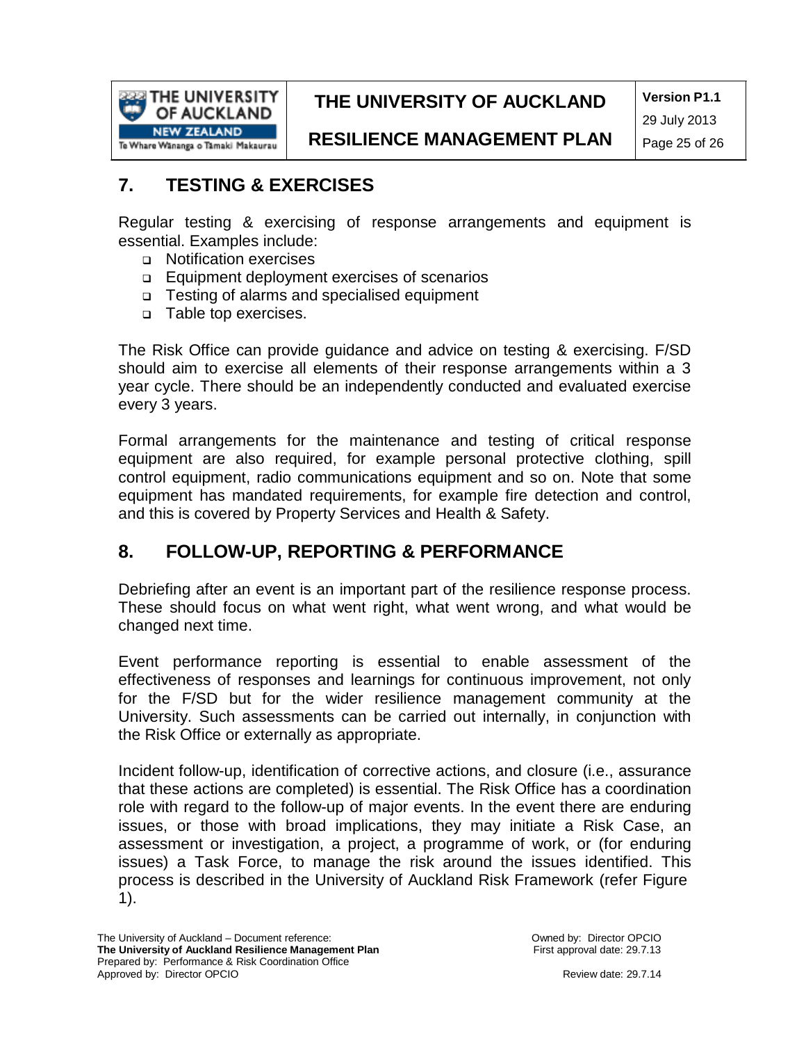## 7. TESTING & EXERCISES

Regular testing & exercising of response arrangements and equipment is essential. Examples include:

- Notification exercises
- Equipment deployment exercises of scenarios
- Testing of alarms and specialised equipment
- Table top exercises.

The Risk Office can provide guidance and advice on testing & exercising. F/SD should aim to exercise all elements of their response arrangements within a 3 year cycle. There should be an independently conducted and evaluated exercise every 3 years.

Formal arrangements for the maintenance and testing of critical response equipment are also required, for example personal protective clothing, spill control equipment, radio communications equipment and so on. Note that some equipment has mandated requirements, for example fire detection and control, and this is covered by Property Services and Health & Safety.

## 8. FOLLOW-UP, REPORTING & PERFORMANCE

Debriefing after an event is an important part of the resilience response process. These should focus on what went right, what went wrong, and what would be changed next time.

Event performance reporting is essential to enable assessment of the effectiveness of responses and learnings for continuous improvement, not only for the F/SD but for the wider resilience management community at the University. Such assessments can be carried out internally, in conjunction with the Risk Office or externally as appropriate.

Incident follow-up, identification of corrective actions, and closure (i.e., assurance that these actions are completed) is essential. The Risk Office has a coordination role with regard to the follow-up of major events. In the event there are enduring issues, or those with broad implications, they may initiate a Risk Case, an assessment or investigation, a project, a programme of work, or (for enduring issues) a Task Force, to manage the risk around the issues identified. This process is described in the University of Auckland Risk Framework (refer Figure 1).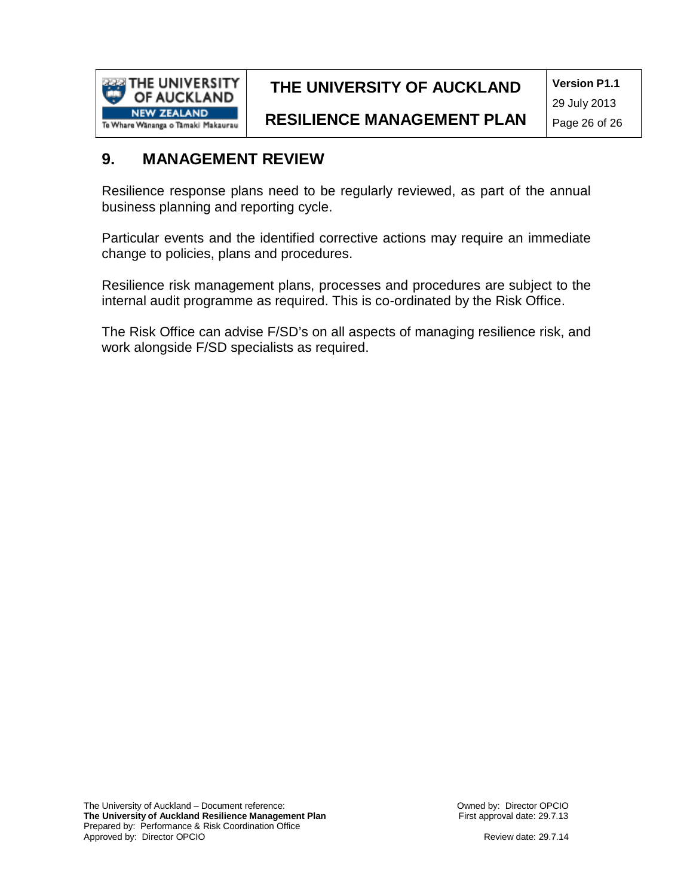## 9. MANAGEMENT REVIEW

Resilience response plans need to be regularly reviewed, as part of the annual business planning and reporting cycle.

Particular events and the identified corrective actions may require an immediate change to policies, plans and procedures.

Resilience risk management plans, processes and procedures are subject to the internal audit programme as required. This is co-ordinated by the Risk Office.

The Risk Office can advise F/SD's on all aspects of managing resilience risk, and work alongside F/SD specialists as required.